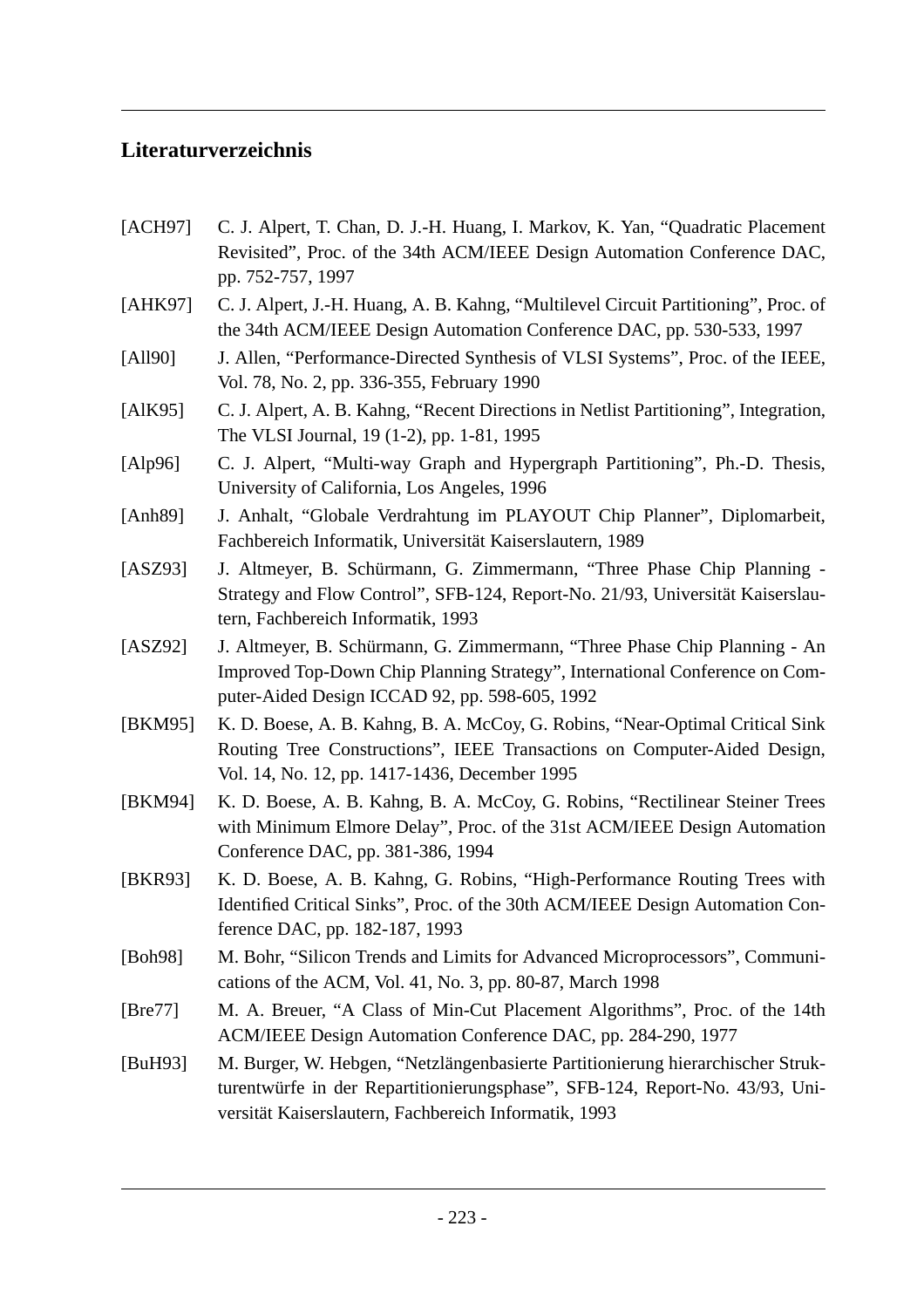## Literaturverzeichnis

[ACH97] C. J. Alpert, T. Chan, D. J.-H. Huang, I. Markov, K. Yan, “Quadratic Placement Revisited”, Proc. of the 34th ACM/IEEE Design Automation Conference DAC, pp. 752-757, 1997

[AHK97] C. J. Alpert, J.-H. Huang, A. B. Kahng, “Multilevel Circuit Partitioning”, Proc. of the 34th ACM/IEEE Design Automation Conference DAC, pp. 530-533, 1997

[All90] J. Allen, “Performance-Directed Synthesis of VLSI Systems”, Proc. of the IEEE, Vol. 78, No. 2, pp. 336-355, February 1990

[AlK95] C. J. Alpert, A. B. Kahng, “Recent Directions in Netlist Partitioning”, Integration, The VLSI Journal, 19 (1-2), pp. 1-81, 1995

[Alp96] C. J. Alpert, “Multi-way Graph and Hypergraph Partitioning”, Ph.-D. Thesis, University of California, Los Angeles, 1996

[Anh89] J. Anhalt, “Globale Verdrahtung im PLAYOUT Chip Planner”, Diplomarbeit, Fachbereich Informatik, Universität Kaiserslautern, 1989

[ASZ93] J. Altmeyer, B. Schürmann, G. Zimmermann, “Three Phase Chip Planning - Strategy and Flow Control”, SFB-124, Report-No. 21/93, Universität Kaiserslautern, Fachbereich Informatik, 1993

[ASZ92] J. Altmeyer, B. Schürmann, G. Zimmermann, “Three Phase Chip Planning - An Improved Top-Down Chip Planning Strategy”, International Conference on Computer-Aided Design ICCAD 92, pp. 598-605, 1992

[BKM95] K. D. Boese, A. B. Kahng, B. A. McCoy, G. Robins, “Near-Optimal Critical Sink Routing Tree Constructions”, IEEE Transactions on Computer-Aided Design, Vol. 14, No. 12, pp. 1417-1436, December 1995

[BKM94] K. D. Boese, A. B. Kahng, B. A. McCoy, G. Robins, “Rectilinear Steiner Trees with Minimum Elmore Delay”, Proc. of the 31st ACM/IEEE Design Automation Conference DAC, pp. 381-386, 1994

[BKR93] K. D. Boese, A. B. Kahng, G. Robins, “High-Performance Routing Trees with Identified Critical Sinks”, Proc. of the 30th ACM/IEEE Design Automation Conference DAC, pp. 182-187, 1993

[Boh98] M. Bohr, “Silicon Trends and Limits for Advanced Microprocessors”, Communications of the ACM, Vol. 41, No. 3, pp. 80-87, March 1998

[Bre77] M. A. Breuer, “A Class of Min-Cut Placement Algorithms”, Proc. of the 14th ACM/IEEE Design Automation Conference DAC, pp. 284-290, 1977

[BuH93] M. Burger, W. Hebgen, “Netzlängenbasierte Partitionierung hierarchischer Strukturentwürfe in der Repartitionierungsphase”, SFB-124, Report-No. 43/93, Universität Kaiserslautern, Fachbereich Informatik, 1993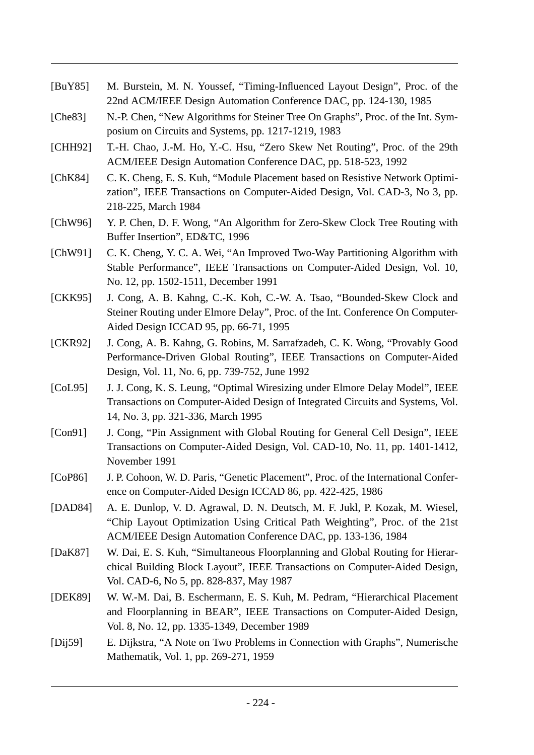[BuY85] M. Burstein, M. N. Youssef, “Timing-Influenced Layout Design”, Proc. of the 22nd ACM/IEEE Design Automation Conference DAC, pp. 124-130, 1985

[Che83] N.-P. Chen, “New Algorithms for Steiner Tree On Graphs”, Proc. of the Int. Symposium on Circuits and Systems, pp. 1217-1219, 1983

[CHH92] T.-H. Chao, J.-M. Ho, Y.-C. Hsu, “Zero Skew Net Routing”, Proc. of the 29th ACM/IEEE Design Automation Conference DAC, pp. 518-523, 1992

[ChK84] C. K. Cheng, E. S. Kuh, “Module Placement based on Resistive Network Optimization”, IEEE Transactions on Computer-Aided Design, Vol. CAD-3, No 3, pp. 218-225, March 1984

[ChW96] Y. P. Chen, D. F. Wong, “An Algorithm for Zero-Skew Clock Tree Routing with Buffer Insertion”, ED&TC, 1996

[ChW91] C. K. Cheng, Y. C. A. Wei, “An Improved Two-Way Partitioning Algorithm with Stable Performance”, IEEE Transactions on Computer-Aided Design, Vol. 10, No. 12, pp. 1502-1511, December 1991

[CKK95] J. Cong, A. B. Kahng, C.-K. Koh, C.-W. A. Tsao, “Bounded-Skew Clock and Steiner Routing under Elmore Delay”, Proc. of the Int. Conference On Computer-Aided Design ICCAD 95, pp. 66-71, 1995

[CKR92] J. Cong, A. B. Kahng, G. Robins, M. Sarrafzadeh, C. K. Wong, “Provably Good Performance-Driven Global Routing”, IEEE Transactions on Computer-Aided Design, Vol. 11, No. 6, pp. 739-752, June 1992

[CoL95] J. J. Cong, K. S. Leung, “Optimal Wiresizing under Elmore Delay Model”, IEEE Transactions on Computer-Aided Design of Integrated Circuits and Systems, Vol. 14, No. 3, pp. 321-336, March 1995

[Con91] J. Cong, “Pin Assignment with Global Routing for General Cell Design”, IEEE Transactions on Computer-Aided Design, Vol. CAD-10, No. 11, pp. 1401-1412, November 1991

[CoP86] J. P. Cohoon, W. D. Paris, “Genetic Placement”, Proc. of the International Conference on Computer-Aided Design ICCAD 86, pp. 422-425, 1986

[DAD84] A. E. Dunlop, V. D. Agrawal, D. N. Deutsch, M. F. Jukl, P. Kozak, M. Wiesel, “Chip Layout Optimization Using Critical Path Weighting”, Proc. of the 21st ACM/IEEE Design Automation Conference DAC, pp. 133-136, 1984

[DaK87] W. Dai, E. S. Kuh, “Simultaneous Floorplanning and Global Routing for Hierarchical Building Block Layout”, IEEE Transactions on Computer-Aided Design, Vol. CAD-6, No 5, pp. 828-837, May 1987

[DEK89] W. W.-M. Dai, B. Eschermann, E. S. Kuh, M. Pedram, “Hierarchical Placement and Floorplanning in BEAR”, IEEE Transactions on Computer-Aided Design, Vol. 8, No. 12, pp. 1335-1349, December 1989

[Dij59] E. Dijkstra, “A Note on Two Problems in Connection with Graphs”, Numerische Mathematik, Vol. 1, pp. 269-271, 1959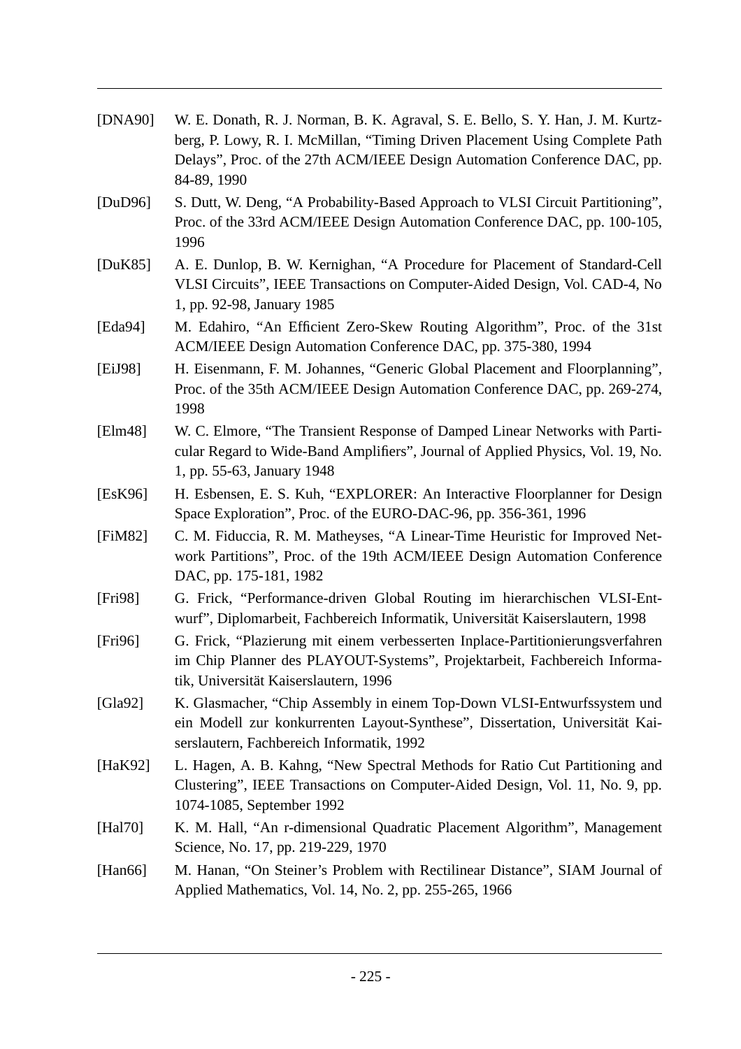[DNA90] W. E. Donath, R. J. Norman, B. K. Agraval, S. E. Bello, S. Y. Han, J. M. Kurtzberg, P. Lowy, R. I. McMillan, "Timing Driven Placement Using Complete Path Delays", Proc. of the 27th ACM/IEEE Design Automation Conference DAC, pp. 84-89, 1990

[DuD96] S. Dutt, W. Deng, "A Probability-Based Approach to VLSI Circuit Partitioning", Proc. of the 33rd ACM/IEEE Design Automation Conference DAC, pp. 100-105, 1996

[DuK85] A. E. Dunlop, B. W. Kernighan, "A Procedure for Placement of Standard-Cell VLSI Circuits", IEEE Transactions on Computer-Aided Design, Vol. CAD-4, No 1, pp. 92-98, January 1985

[Eda94] M. Edahiro, "An Efficient Zero-Skew Routing Algorithm", Proc. of the 31st ACM/IEEE Design Automation Conference DAC, pp. 375-380, 1994

[EiJ98] H. Eisenmann, F. M. Johannes, "Generic Global Placement and Floorplanning", Proc. of the 35th ACM/IEEE Design Automation Conference DAC, pp. 269-274, 1998

[Elm48] W. C. Elmore, "The Transient Response of Damped Linear Networks with Particular Regard to Wide-Band Amplifiers", Journal of Applied Physics, Vol. 19, No. 1, pp. 55-63, January 1948

[EsK96] H. Esbensen, E. S. Kuh, "EXPLORER: An Interactive Floorplanner for Design Space Exploration", Proc. of the EURO-DAC-96, pp. 356-361, 1996

[FiM82] C. M. Fiduccia, R. M. Matheyses, "A Linear-Time Heuristic for Improved Network Partitions", Proc. of the 19th ACM/IEEE Design Automation Conference DAC, pp. 175-181, 1982

[Fri98] G. Frick, "Performance-driven Global Routing im hierarchischen VLSI-Entwurf", Diplomarbeit, Fachbereich Informatik, Universität Kaiserslautern, 1998

[Fri96] G. Frick, "Plazierung mit einem verbesserten Inplace-Partitionierungsverfahren im Chip Planner des PLAYOUT-Systems", Projektarbeit, Fachbereich Informatik, Universität Kaiserslautern, 1996

[Gla92] K. Glasmacher, "Chip Assembly in einem Top-Down VLSI-Entwurfssystem und ein Modell zur konkurrenten Layout-Synthese", Dissertation, Universität Kaiserslautern, Fachbereich Informatik, 1992

[HaK92] L. Hagen, A. B. Kahng, "New Spectral Methods for Ratio Cut Partitioning and Clustering", IEEE Transactions on Computer-Aided Design, Vol. 11, No. 9, pp. 1074-1085, September 1992

[Hal70] K. M. Hall, "An r-dimensional Quadratic Placement Algorithm", Management Science, No. 17, pp. 219-229, 1970

[Han66] M. Hanan, "On Steiner's Problem with Rectilinear Distance", SIAM Journal of Applied Mathematics, Vol. 14, No. 2, pp. 255-265, 1966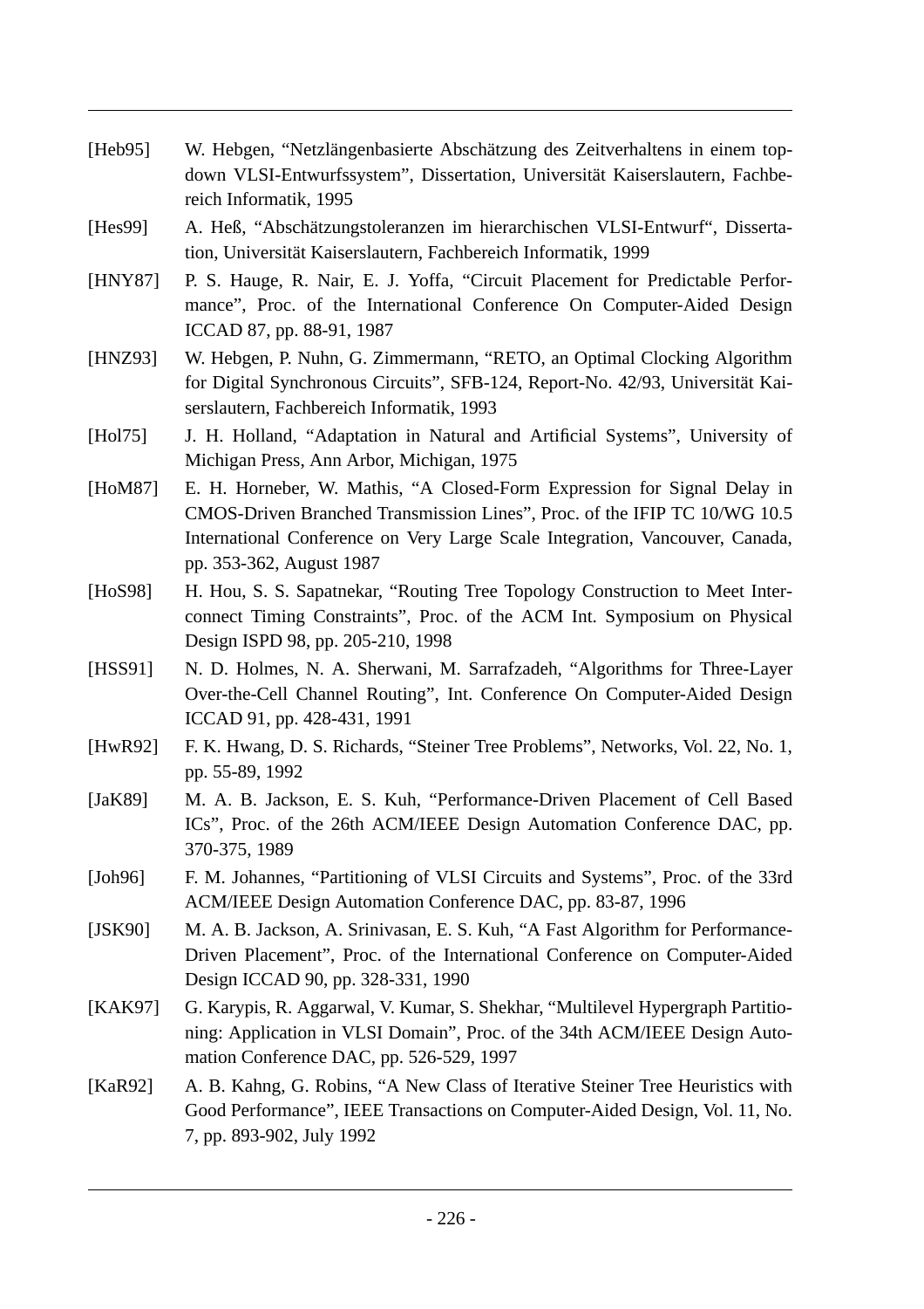[Heb95] W. Hebgen, “Netzlängenbasierte Abschätzung des Zeitverhaltens in einem top-down VLSI-Entwurfssystem”, Dissertation, Universität Kaiserslautern, Fachbereich Informatik, 1995

[Hes99] A. Heß, “Abschätzungstoleranzen im hierarchischen VLSI-Entwurf“, Dissertation, Universität Kaiserslautern, Fachbereich Informatik, 1999

[HNY87] P. S. Hauge, R. Nair, E. J. Yoffa, “Circuit Placement for Predictable Performance”, Proc. of the International Conference On Computer-Aided Design ICCAD 87, pp. 88-91, 1987

[HNZ93] W. Hebgen, P. Nuhn, G. Zimmermann, “RETO, an Optimal Clocking Algorithm for Digital Synchronous Circuits”, SFB-124, Report-No. 42/93, Universität Kaiserslautern, Fachbereich Informatik, 1993

[Hol75] J. H. Holland, “Adaptation in Natural and Artificial Systems”, University of Michigan Press, Ann Arbor, Michigan, 1975

[HoM87] E. H. Horneber, W. Mathis, “A Closed-Form Expression for Signal Delay in CMOS-Driven Branched Transmission Lines”, Proc. of the IFIP TC 10/WG 10.5 International Conference on Very Large Scale Integration, Vancouver, Canada, pp. 353-362, August 1987

[HoS98] H. Hou, S. S. Sapatnekar, “Routing Tree Topology Construction to Meet Interconnect Timing Constraints”, Proc. of the ACM Int. Symposium on Physical Design ISPD 98, pp. 205-210, 1998

[HSS91] N. D. Holmes, N. A. Sherwani, M. Sarrafzadeh, “Algorithms for Three-Layer Over-the-Cell Channel Routing”, Int. Conference On Computer-Aided Design ICCAD 91, pp. 428-431, 1991

[HwR92] F. K. Hwang, D. S. Richards, “Steiner Tree Problems”, Networks, Vol. 22, No. 1, pp. 55-89, 1992

[JaK89] M. A. B. Jackson, E. S. Kuh, “Performance-Driven Placement of Cell Based ICs”, Proc. of the 26th ACM/IEEE Design Automation Conference DAC, pp. 370-375, 1989

[Joh96] F. M. Johannes, “Partitioning of VLSI Circuits and Systems”, Proc. of the 33rd ACM/IEEE Design Automation Conference DAC, pp. 83-87, 1996

[JSK90] M. A. B. Jackson, A. Srinivasan, E. S. Kuh, “A Fast Algorithm for Performance-Driven Placement”, Proc. of the International Conference on Computer-Aided Design ICCAD 90, pp. 328-331, 1990

[KAK97] G. Karypis, R. Aggarwal, V. Kumar, S. Shekhar, “Multilevel Hypergraph Partitioning: Application in VLSI Domain”, Proc. of the 34th ACM/IEEE Design Automation Conference DAC, pp. 526-529, 1997

[KaR92] A. B. Kahng, G. Robins, “A New Class of Iterative Steiner Tree Heuristics with Good Performance”, IEEE Transactions on Computer-Aided Design, Vol. 11, No. 7, pp. 893-902, July 1992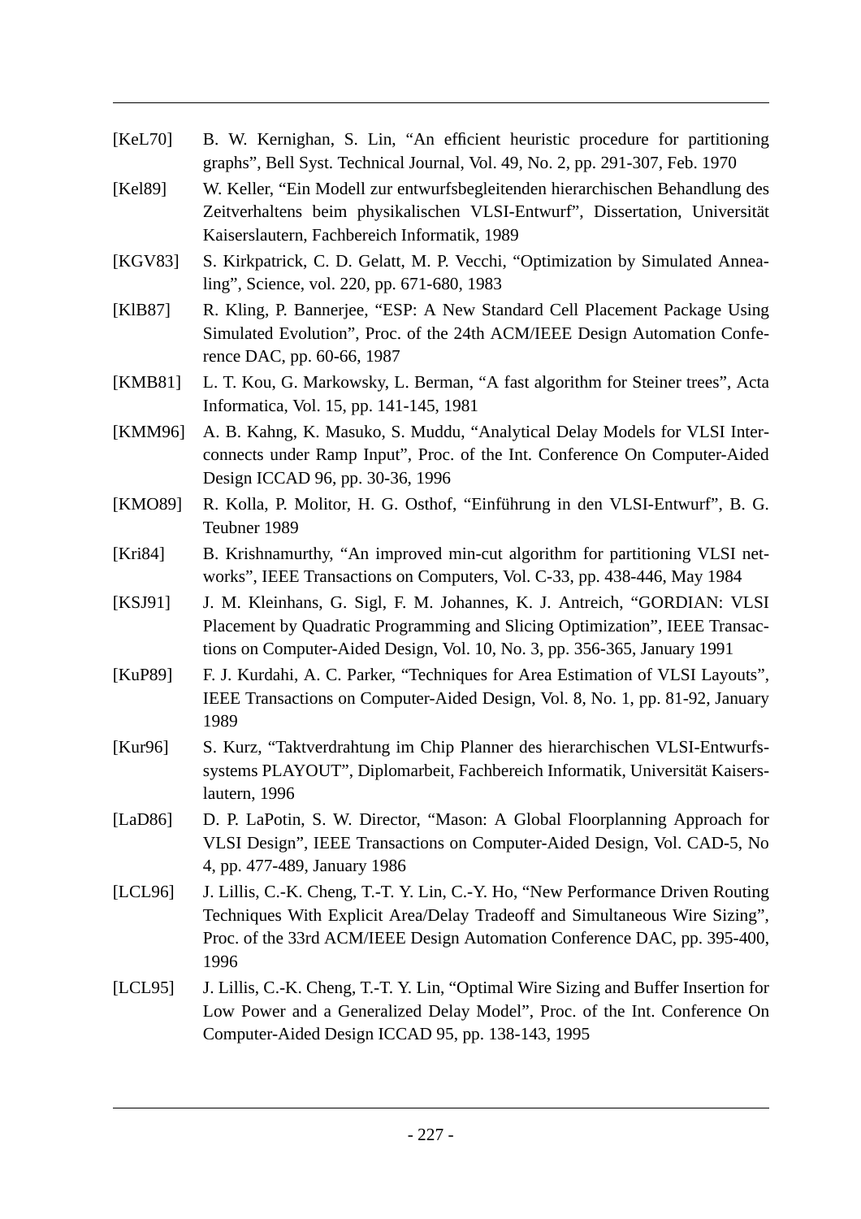[KeL70] B. W. Kernighan, S. Lin, “An efficient heuristic procedure for partitioning graphs”, Bell Syst. Technical Journal, Vol. 49, No. 2, pp. 291-307, Feb. 1970

[Kel89] W. Keller, “Ein Modell zur entwurfsbegleitenden hierarchischen Behandlung des Zeitverhaltens beim physikalischen VLSI-Entwurf”, Dissertation, Universität Kaiserslautern, Fachbereich Informatik, 1989

[KGV83] S. Kirkpatrick, C. D. Gelatt, M. P. Vecchi, “Optimization by Simulated Annealing”, Science, vol. 220, pp. 671-680, 1983

[KlB87] R. Kling, P. Bannerjee, “ESP: A New Standard Cell Placement Package Using Simulated Evolution”, Proc. of the 24th ACM/IEEE Design Automation Conference DAC, pp. 60-66, 1987

[KMB81] L. T. Kou, G. Markowsky, L. Berman, “A fast algorithm for Steiner trees”, Acta Informatica, Vol. 15, pp. 141-145, 1981

[KMM96] A. B. Kahng, K. Masuko, S. Muddu, “Analytical Delay Models for VLSI Interconnects under Ramp Input”, Proc. of the Int. Conference On Computer-Aided Design ICCAD 96, pp. 30-36, 1996

[KMO89] R. Kolla, P. Molitor, H. G. Osthof, “Einführung in den VLSI-Entwurf”, B. G. Teubner 1989

[Kri84] B. Krishnamurthy, “An improved min-cut algorithm for partitioning VLSI networks”, IEEE Transactions on Computers, Vol. C-33, pp. 438-446, May 1984

[KSJ91] J. M. Kleinhans, G. Sigl, F. M. Johannes, K. J. Antreich, “GORDIAN: VLSI Placement by Quadratic Programming and Slicing Optimization”, IEEE Transactions on Computer-Aided Design, Vol. 10, No. 3, pp. 356-365, January 1991

[KuP89] F. J. Kurdahi, A. C. Parker, “Techniques for Area Estimation of VLSI Layouts”, IEEE Transactions on Computer-Aided Design, Vol. 8, No. 1, pp. 81-92, January 1989

[Kur96] S. Kurz, “Taktverdrahtung im Chip Planner des hierarchischen VLSI-Entwurfssystems PLAYOUT”, Diplomarbeit, Fachbereich Informatik, Universität Kaiserslautern, 1996

[LaD86] D. P. LaPotin, S. W. Director, “Mason: A Global Floorplanning Approach for VLSI Design”, IEEE Transactions on Computer-Aided Design, Vol. CAD-5, No 4, pp. 477-489, January 1986

[LCL96] J. Lillis, C.-K. Cheng, T.-T. Y. Lin, C.-Y. Ho, “New Performance Driven Routing Techniques With Explicit Area/Delay Tradeoff and Simultaneous Wire Sizing”, Proc. of the 33rd ACM/IEEE Design Automation Conference DAC, pp. 395-400, 1996

[LCL95] J. Lillis, C.-K. Cheng, T.-T. Y. Lin, “Optimal Wire Sizing and Buffer Insertion for Low Power and a Generalized Delay Model”, Proc. of the Int. Conference On Computer-Aided Design ICCAD 95, pp. 138-143, 1995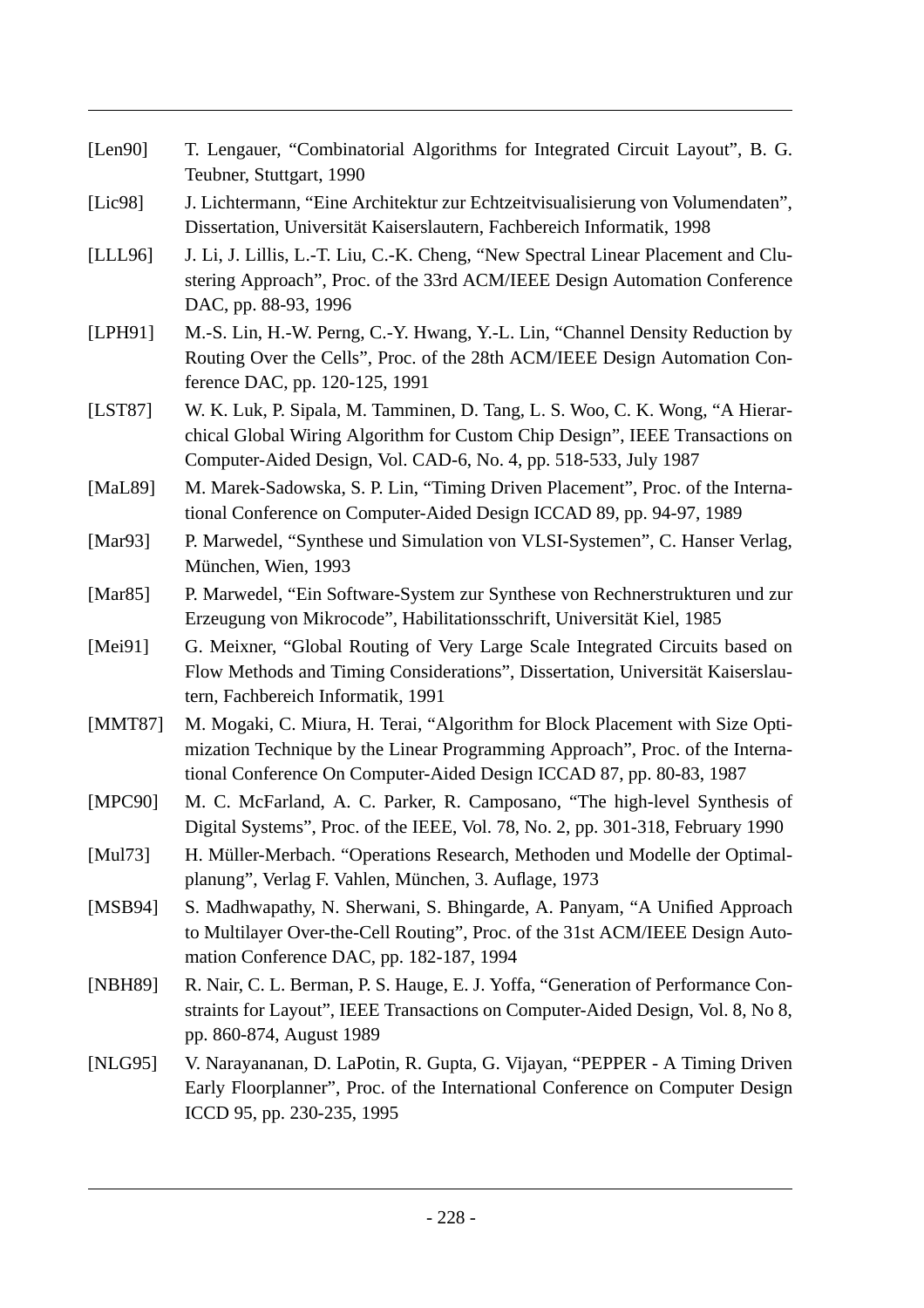[Len90] T. Lengauer, “Combinatorial Algorithms for Integrated Circuit Layout”, B. G. Teubner, Stuttgart, 1990

[Lic98] J. Lichtermann, “Eine Architektur zur Echtzeitvisualisierung von Volumendaten”, Dissertation, Universität Kaiserslautern, Fachbereich Informatik, 1998

[LLL96] J. Li, J. Lillis, L.-T. Liu, C.-K. Cheng, “New Spectral Linear Placement and Clustering Approach”, Proc. of the 33rd ACM/IEEE Design Automation Conference DAC, pp. 88-93, 1996

[LPH91] M.-S. Lin, H.-W. Perng, C.-Y. Hwang, Y.-L. Lin, “Channel Density Reduction by Routing Over the Cells”, Proc. of the 28th ACM/IEEE Design Automation Conference DAC, pp. 120-125, 1991

[LST87] W. K. Luk, P. Sipala, M. Tamminen, D. Tang, L. S. Woo, C. K. Wong, “A Hierarchical Global Wiring Algorithm for Custom Chip Design”, IEEE Transactions on Computer-Aided Design, Vol. CAD-6, No. 4, pp. 518-533, July 1987

[MaL89] M. Marek-Sadowska, S. P. Lin, “Timing Driven Placement”, Proc. of the International Conference on Computer-Aided Design ICCAD 89, pp. 94-97, 1989

[Mar93] P. Marwedel, “Synthese und Simulation von VLSI-Systemen”, C. Hanser Verlag, München, Wien, 1993

[Mar85] P. Marwedel, “Ein Software-System zur Synthese von Rechnerstrukturen und zur Erzeugung von Mikrocode”, Habilitationsschrift, Universität Kiel, 1985

[Mei91] G. Meixner, “Global Routing of Very Large Scale Integrated Circuits based on Flow Methods and Timing Considerations”, Dissertation, Universität Kaiserslautern, Fachbereich Informatik, 1991

[MMT87] M. Mogaki, C. Miura, H. Terai, “Algorithm for Block Placement with Size Optimization Technique by the Linear Programming Approach”, Proc. of the International Conference On Computer-Aided Design ICCAD 87, pp. 80-83, 1987

[MPC90] M. C. McFarland, A. C. Parker, R. Camposano, “The high-level Synthesis of Digital Systems”, Proc. of the IEEE, Vol. 78, No. 2, pp. 301-318, February 1990

[Mul73] H. Müller-Merbach. “Operations Research, Methoden und Modelle der Optimalplanung”, Verlag F. Vahlen, München, 3. Auflage, 1973

[MSB94] S. Madhwapathy, N. Sherwani, S. Bhingarde, A. Panyam, “A Unified Approach to Multilayer Over-the-Cell Routing”, Proc. of the 31st ACM/IEEE Design Automation Conference DAC, pp. 182-187, 1994

[NBH89] R. Nair, C. L. Berman, P. S. Hauge, E. J. Yoffa, “Generation of Performance Constraints for Layout”, IEEE Transactions on Computer-Aided Design, Vol. 8, No 8, pp. 860-874, August 1989

[NLG95] V. Narayananan, D. LaPotin, R. Gupta, G. Vijayan, “PEPPER - A Timing Driven Early Floorplanner”, Proc. of the International Conference on Computer Design ICCD 95, pp. 230-235, 1995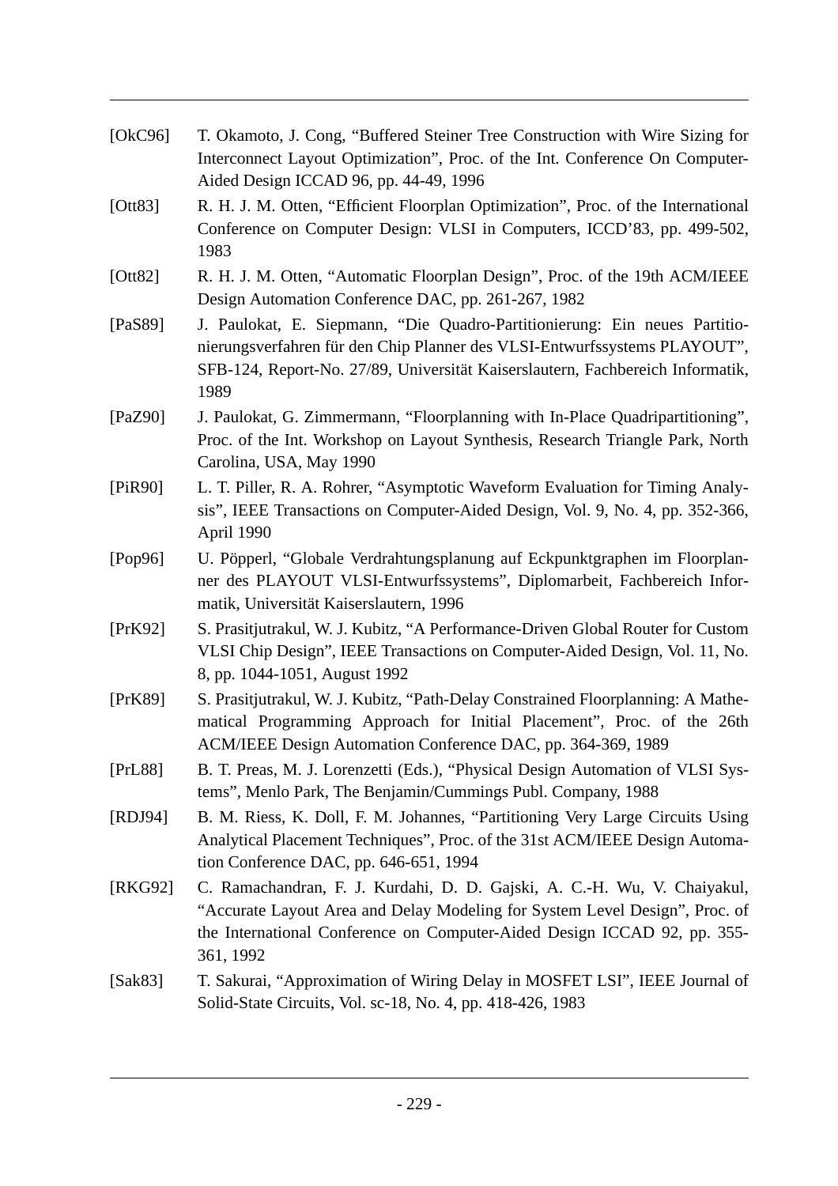[OkC96] T. Okamoto, J. Cong, “Buffered Steiner Tree Construction with Wire Sizing for Interconnect Layout Optimization”, Proc. of the Int. Conference On Computer-Aided Design ICCAD 96, pp. 44-49, 1996

[Ott83] R. H. J. M. Otten, “Efficient Floorplan Optimization”, Proc. of the International Conference on Computer Design: VLSI in Computers, ICCD’83, pp. 499-502, 1983

[Ott82] R. H. J. M. Otten, “Automatic Floorplan Design”, Proc. of the 19th ACM/IEEE Design Automation Conference DAC, pp. 261-267, 1982

[PaS89] J. Paulokat, E. Siepmann, “Die Quadro-Partitionierung: Ein neues Partitionierungsverfahren für den Chip Planner des VLSI-Entwurfssystems PLAYOUT”, SFB-124, Report-No. 27/89, Universität Kaiserslautern, Fachbereich Informatik, 1989

[PaZ90] J. Paulokat, G. Zimmermann, “Floorplanning with In-Place Quadripartitioning”, Proc. of the Int. Workshop on Layout Synthesis, Research Triangle Park, North Carolina, USA, May 1990

[PiR90] L. T. Piller, R. A. Rohrer, “Asymptotic Waveform Evaluation for Timing Analysis”, IEEE Transactions on Computer-Aided Design, Vol. 9, No. 4, pp. 352-366, April 1990

[Pop96] U. Pöpperl, “Globale Verdrahtungsplanung auf Eckpunktgraphen im Floorplanner des PLAYOUT VLSI-Entwurfssystems”, Diplomarbeit, Fachbereich Informatik, Universität Kaiserslautern, 1996

[PrK92] S. Prasitjutrakul, W. J. Kubitz, “A Performance-Driven Global Router for Custom VLSI Chip Design”, IEEE Transactions on Computer-Aided Design, Vol. 11, No. 8, pp. 1044-1051, August 1992

[PrK89] S. Prasitjutrakul, W. J. Kubitz, “Path-Delay Constrained Floorplanning: A Mathematical Programming Approach for Initial Placement”, Proc. of the 26th ACM/IEEE Design Automation Conference DAC, pp. 364-369, 1989

[PrL88] B. T. Preas, M. J. Lorenzetti (Eds.), “Physical Design Automation of VLSI Systems”, Menlo Park, The Benjamin/Cummings Publ. Company, 1988

[RDJ94] B. M. Riess, K. Doll, F. M. Johannes, “Partitioning Very Large Circuits Using Analytical Placement Techniques”, Proc. of the 31st ACM/IEEE Design Automation Conference DAC, pp. 646-651, 1994

[RKG92] C. Ramachandran, F. J. Kurdahi, D. D. Gajski, A. C.-H. Wu, V. Chaiyakul, “Accurate Layout Area and Delay Modeling for System Level Design”, Proc. of the International Conference on Computer-Aided Design ICCAD 92, pp. 355-361, 1992

[Sak83] T. Sakurai, “Approximation of Wiring Delay in MOSFET LSI”, IEEE Journal of Solid-State Circuits, Vol. sc-18, No. 4, pp. 418-426, 1983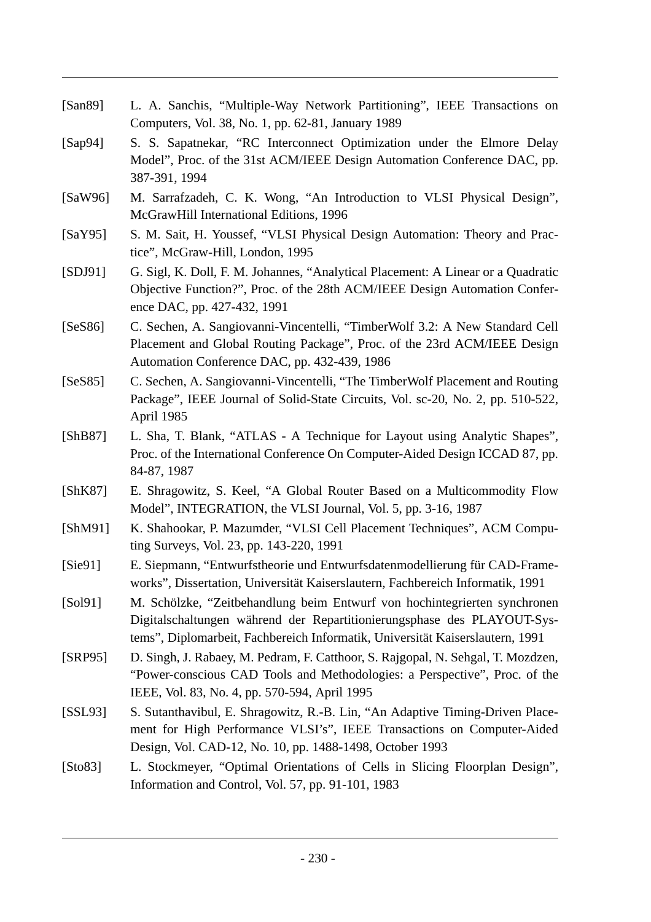[San89] L. A. Sanchis, "Multiple-Way Network Partitioning", IEEE Transactions on Computers, Vol. 38, No. 1, pp. 62-81, January 1989

[Sap94] S. S. Sapatnekar, "RC Interconnect Optimization under the Elmore Delay Model", Proc. of the 31st ACM/IEEE Design Automation Conference DAC, pp. 387-391, 1994

[SaW96] M. Sarrafzadeh, C. K. Wong, "An Introduction to VLSI Physical Design", McGrawHill International Editions, 1996

[SaY95] S. M. Sait, H. Youssef, "VLSI Physical Design Automation: Theory and Practice", McGraw-Hill, London, 1995

[SDJ91] G. Sigl, K. Doll, F. M. Johannes, "Analytical Placement: A Linear or a Quadratic Objective Function?", Proc. of the 28th ACM/IEEE Design Automation Conference DAC, pp. 427-432, 1991

[SeS86] C. Sechen, A. Sangiovanni-Vincentelli, "TimberWolf 3.2: A New Standard Cell Placement and Global Routing Package", Proc. of the 23rd ACM/IEEE Design Automation Conference DAC, pp. 432-439, 1986

[SeS85] C. Sechen, A. Sangiovanni-Vincentelli, "The TimberWolf Placement and Routing Package", IEEE Journal of Solid-State Circuits, Vol. sc-20, No. 2, pp. 510-522, April 1985

[ShB87] L. Sha, T. Blank, "ATLAS - A Technique for Layout using Analytic Shapes", Proc. of the International Conference On Computer-Aided Design ICCAD 87, pp. 84-87, 1987

[ShK87] E. Shragowitz, S. Keel, "A Global Router Based on a Multicommodity Flow Model", INTEGRATION, the VLSI Journal, Vol. 5, pp. 3-16, 1987

[ShM91] K. Shahookar, P. Mazumder, "VLSI Cell Placement Techniques", ACM Computing Surveys, Vol. 23, pp. 143-220, 1991

[Sie91] E. Siepmann, "Entwurfstheorie und Entwurfsdatenmodellierung für CAD-Frameworks", Dissertation, Universität Kaiserslautern, Fachbereich Informatik, 1991

[Sol91] M. Schölzke, "Zeitbehandlung beim Entwurf von hochintegrierten synchronen Digitalschaltungen während der Repartitionierungsphase des PLAYOUT-Systems", Diplomarbeit, Fachbereich Informatik, Universität Kaiserslautern, 1991

[SRP95] D. Singh, J. Rabaey, M. Pedram, F. Catthoor, S. Rajgopal, N. Sehgal, T. Mozdzen, "Power-conscious CAD Tools and Methodologies: a Perspective", Proc. of the IEEE, Vol. 83, No. 4, pp. 570-594, April 1995

[SSL93] S. Sutanthavibul, E. Shragowitz, R.-B. Lin, "An Adaptive Timing-Driven Placement for High Performance VLSI's", IEEE Transactions on Computer-Aided Design, Vol. CAD-12, No. 10, pp. 1488-1498, October 1993

[Sto83] L. Stockmeyer, "Optimal Orientations of Cells in Slicing Floorplan Design", Information and Control, Vol. 57, pp. 91-101, 1983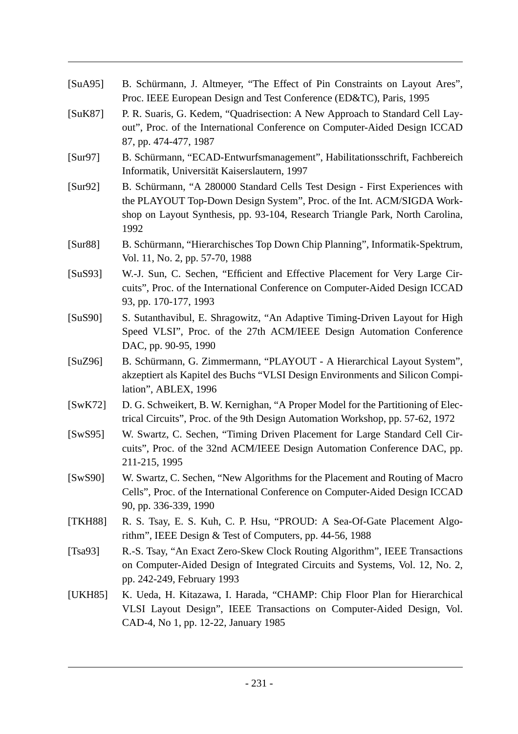[SuA95] B. Schürmann, J. Altmeyer, “The Effect of Pin Constraints on Layout Ares”, Proc. IEEE European Design and Test Conference (ED&TC), Paris, 1995

[SuK87] P. R. Suaris, G. Kedem, “Quadrisection: A New Approach to Standard Cell Layout”, Proc. of the International Conference on Computer-Aided Design ICCAD 87, pp. 474-477, 1987

[Sur97] B. Schürmann, “ECAD-Entwurfsmanagement”, Habilitationsschrift, Fachbereich Informatik, Universität Kaiserslautern, 1997

[Sur92] B. Schürmann, “A 280000 Standard Cells Test Design - First Experiences with the PLAYOUT Top-Down Design System”, Proc. of the Int. ACM/SIGDA Workshop on Layout Synthesis, pp. 93-104, Research Triangle Park, North Carolina, 1992

[Sur88] B. Schürmann, “Hierarchisches Top Down Chip Planning”, Informatik-Spektrum, Vol. 11, No. 2, pp. 57-70, 1988

[SuS93] W.-J. Sun, C. Sechen, “Efficient and Effective Placement for Very Large Circuits”, Proc. of the International Conference on Computer-Aided Design ICCAD 93, pp. 170-177, 1993

[SuS90] S. Sutanthavibul, E. Shragowitz, “An Adaptive Timing-Driven Layout for High Speed VLSI”, Proc. of the 27th ACM/IEEE Design Automation Conference DAC, pp. 90-95, 1990

[SuZ96] B. Schürmann, G. Zimmermann, “PLAYOUT - A Hierarchical Layout System”, akzeptiert als Kapitel des Buchs “VLSI Design Environments and Silicon Compilation”, ABLEX, 1996

[SwK72] D. G. Schweikert, B. W. Kernighan, “A Proper Model for the Partitioning of Electrical Circuits”, Proc. of the 9th Design Automation Workshop, pp. 57-62, 1972

[SwS95] W. Swartz, C. Sechen, “Timing Driven Placement for Large Standard Cell Circuits”, Proc. of the 32nd ACM/IEEE Design Automation Conference DAC, pp. 211-215, 1995

[SwS90] W. Swartz, C. Sechen, “New Algorithms for the Placement and Routing of Macro Cells”, Proc. of the International Conference on Computer-Aided Design ICCAD 90, pp. 336-339, 1990

[TKH88] R. S. Tsay, E. S. Kuh, C. P. Hsu, “PROUD: A Sea-Of-Gate Placement Algorithm”, IEEE Design & Test of Computers, pp. 44-56, 1988

[Tsa93] R.-S. Tsay, “An Exact Zero-Skew Clock Routing Algorithm”, IEEE Transactions on Computer-Aided Design of Integrated Circuits and Systems, Vol. 12, No. 2, pp. 242-249, February 1993

[UKH85] K. Ueda, H. Kitazawa, I. Harada, “CHAMP: Chip Floor Plan for Hierarchical VLSI Layout Design”, IEEE Transactions on Computer-Aided Design, Vol. CAD-4, No 1, pp. 12-22, January 1985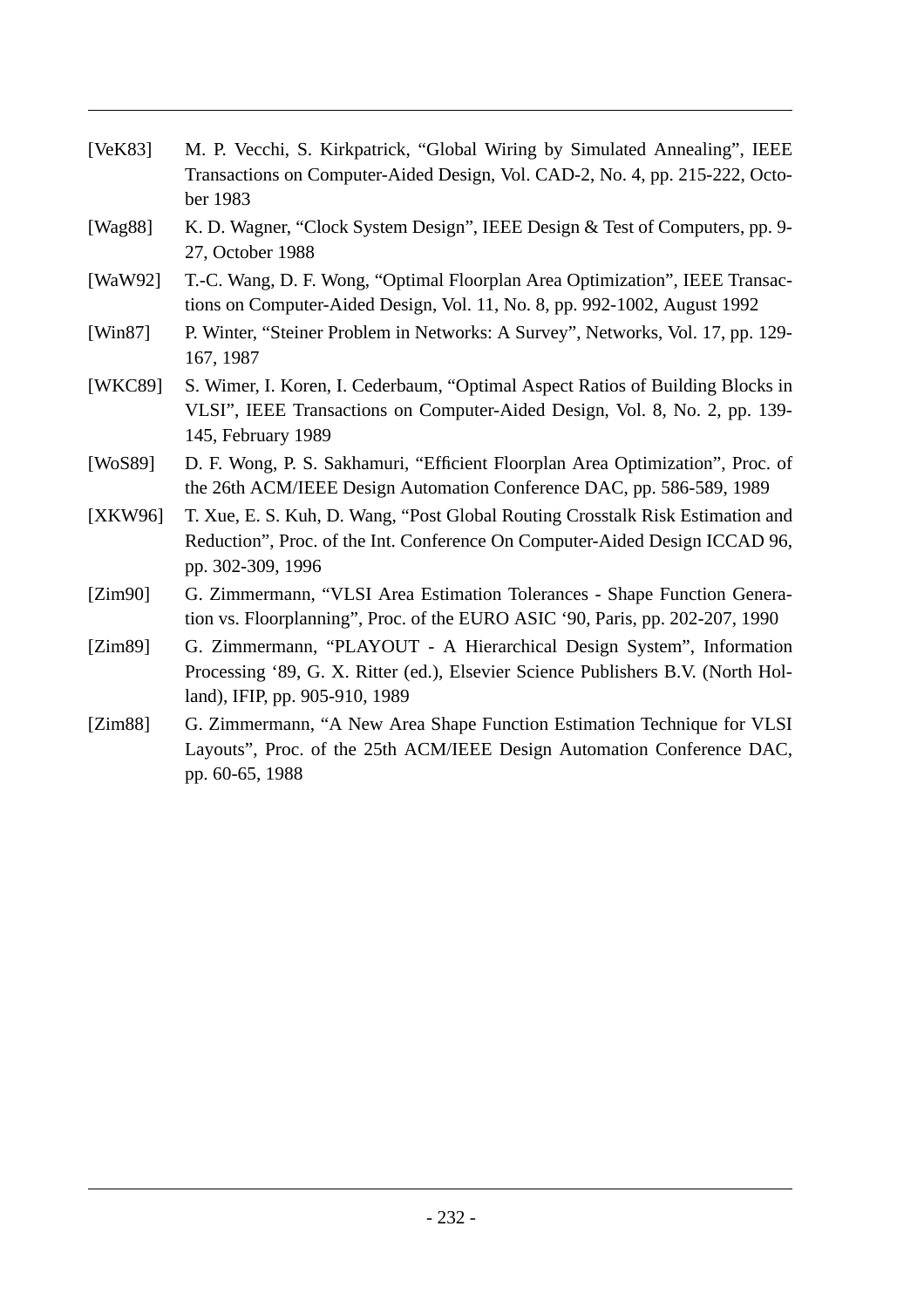[VeK83] M. P. Vecchi, S. Kirkpatrick, “Global Wiring by Simulated Annealing”, IEEE Transactions on Computer-Aided Design, Vol. CAD-2, No. 4, pp. 215-222, October 1983

[Wag88] K. D. Wagner, “Clock System Design”, IEEE Design & Test of Computers, pp. 9-27, October 1988

[WaW92] T.-C. Wang, D. F. Wong, “Optimal Floorplan Area Optimization”, IEEE Transactions on Computer-Aided Design, Vol. 11, No. 8, pp. 992-1002, August 1992

[Win87] P. Winter, “Steiner Problem in Networks: A Survey”, Networks, Vol. 17, pp. 129-167, 1987

[WKC89] S. Wimer, I. Koren, I. Cederbaum, “Optimal Aspect Ratios of Building Blocks in VLSI”, IEEE Transactions on Computer-Aided Design, Vol. 8, No. 2, pp. 139-145, February 1989

[WoS89] D. F. Wong, P. S. Sakhamuri, “Efficient Floorplan Area Optimization”, Proc. of the 26th ACM/IEEE Design Automation Conference DAC, pp. 586-589, 1989

[XKW96] T. Xue, E. S. Kuh, D. Wang, “Post Global Routing Crosstalk Risk Estimation and Reduction”, Proc. of the Int. Conference On Computer-Aided Design ICCAD 96, pp. 302-309, 1996

[Zim90] G. Zimmermann, “VLSI Area Estimation Tolerances - Shape Function Generation vs. Floorplanning”, Proc. of the EURO ASIC ‘90, Paris, pp. 202-207, 1990

[Zim89] G. Zimmermann, “PLAYOUT - A Hierarchical Design System”, Information Processing ‘89, G. X. Ritter (ed.), Elsevier Science Publishers B.V. (North Holland), IFIP, pp. 905-910, 1989

[Zim88] G. Zimmermann, “A New Area Shape Function Estimation Technique for VLSI Layouts”, Proc. of the 25th ACM/IEEE Design Automation Conference DAC, pp. 60-65, 1988